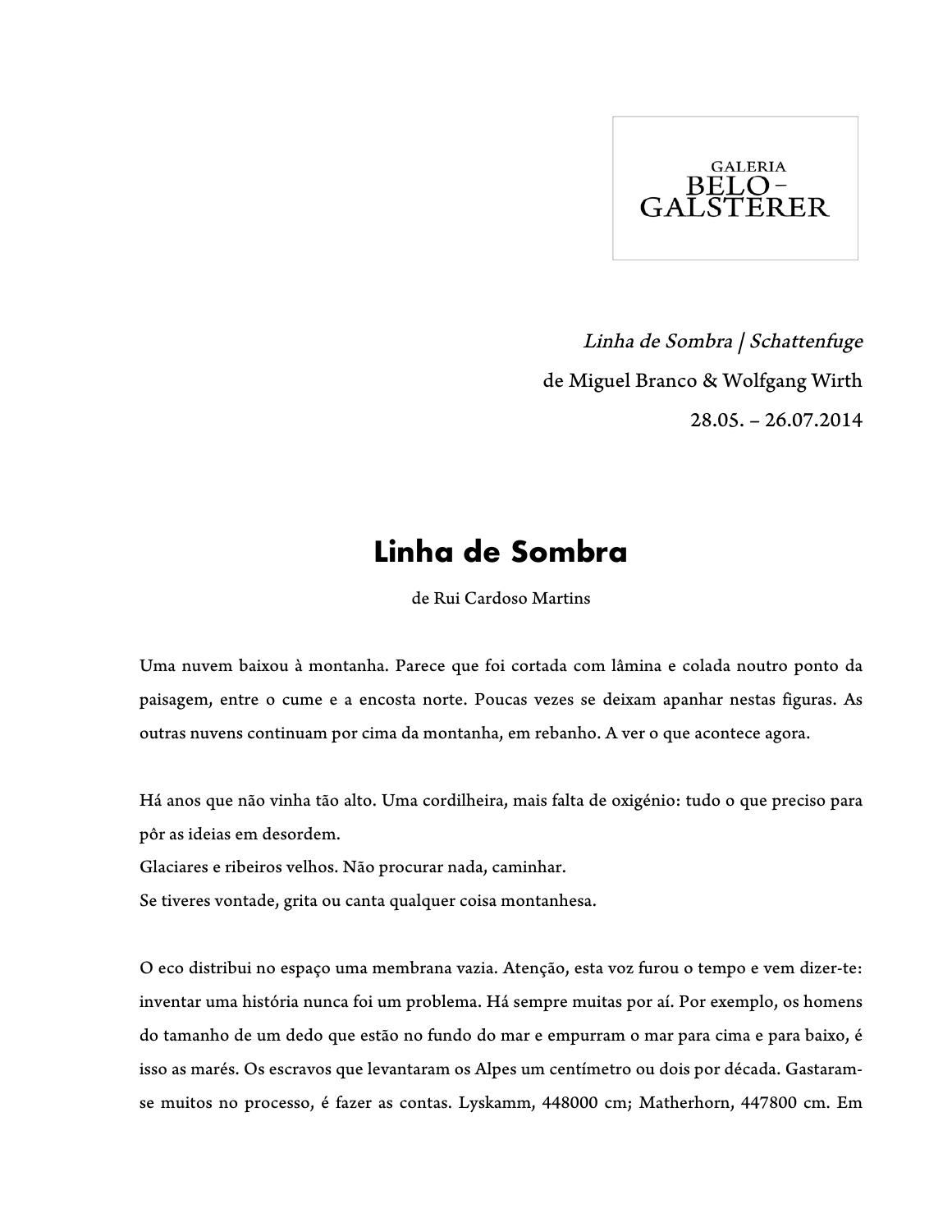GALERIA BELO-GALSTERER

*Linha de Sombra | Schattenfuge*
de Miguel Branco & Wolfgang Wirth
28.05. – 26.07.2014

# Linha de Sombra

de Rui Cardoso Martins

Uma nuvem baixou à montanha. Parece que foi cortada com lâmina e colada noutro ponto da paisagem, entre o cume e a encosta norte. Poucas vezes se deixam apanhar nestas figuras. As outras nuvens continuam por cima da montanha, em rebanho. A ver o que acontece agora.

Há anos que não vinha tão alto. Uma cordilheira, mais falta de oxigénio: tudo o que preciso para pôr as ideias em desordem.
Glaciares e ribeiros velhos. Não procurar nada, caminhar.
Se tiveres vontade, grita ou canta qualquer coisa montanhesa.

O eco distribui no espaço uma membrana vazia. Atenção, esta voz furou o tempo e vem dizer-te: inventar uma história nunca foi um problema. Há sempre muitas por aí. Por exemplo, os homens do tamanho de um dedo que estão no fundo do mar e empurram o mar para cima e para baixo, é isso as marés. Os escravos que levantaram os Alpes um centímetro ou dois por década. Gastaram-se muitos no processo, é fazer as contas. Lyskamm, 448000 cm; Matherhorn, 447800 cm. Em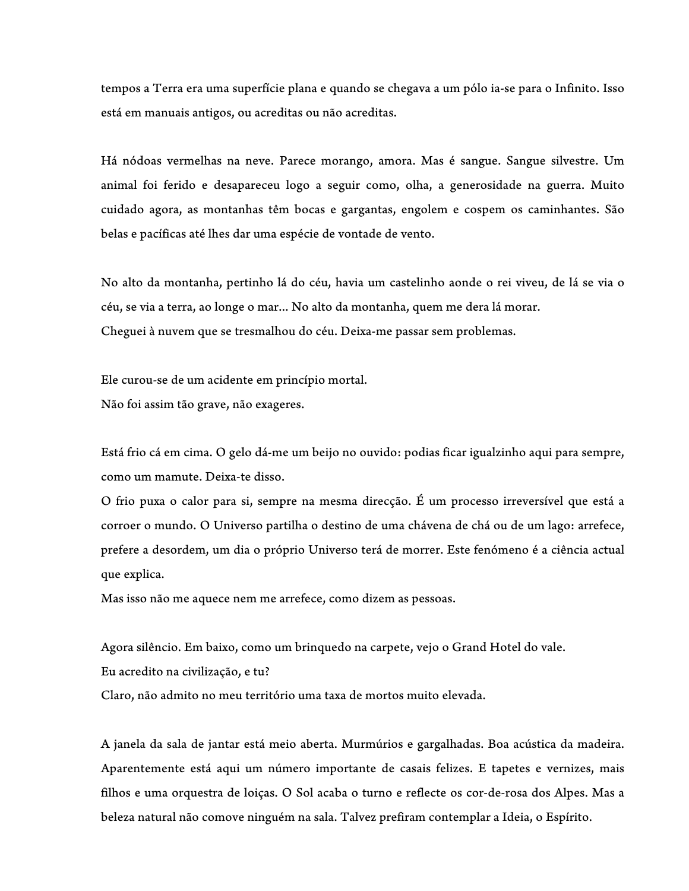tempos a Terra era uma superfície plana e quando se chegava a um pólo ia-se para o Infinito. Isso está em manuais antigos, ou acreditas ou não acreditas.

Há nódoas vermelhas na neve. Parece morango, amora. Mas é sangue. Sangue silvestre. Um animal foi ferido e desapareceu logo a seguir como, olha, a generosidade na guerra. Muito cuidado agora, as montanhas têm bocas e gargantas, engolem e cospem os caminhantes. São belas e pacíficas até lhes dar uma espécie de vontade de vento.

No alto da montanha, pertinho lá do céu, havia um castelinho aonde o rei viveu, de lá se via o céu, se via a terra, ao longe o mar... No alto da montanha, quem me dera lá morar.
Cheguei à nuvem que se tresmalhou do céu. Deixa-me passar sem problemas.

Ele curou-se de um acidente em princípio mortal.
Não foi assim tão grave, não exageres.

Está frio cá em cima. O gelo dá-me um beijo no ouvido: podias ficar igualzinho aqui para sempre, como um mamute. Deixa-te disso.
O frio puxa o calor para si, sempre na mesma direcção. É um processo irreversível que está a corroer o mundo. O Universo partilha o destino de uma chávena de chá ou de um lago: arrefece, prefere a desordem, um dia o próprio Universo terá de morrer. Este fenómeno é a ciência actual que explica.
Mas isso não me aquece nem me arrefece, como dizem as pessoas.

Agora silêncio. Em baixo, como um brinquedo na carpete, vejo o Grand Hotel do vale.
Eu acredito na civilização, e tu?
Claro, não admito no meu território uma taxa de mortos muito elevada.

A janela da sala de jantar está meio aberta. Murmúrios e gargalhadas. Boa acústica da madeira. Aparentemente está aqui um número importante de casais felizes. E tapetes e vernizes, mais filhos e uma orquestra de loiças. O Sol acaba o turno e reflecte os cor-de-rosa dos Alpes. Mas a beleza natural não comove ninguém na sala. Talvez prefiram contemplar a Ideia, o Espírito.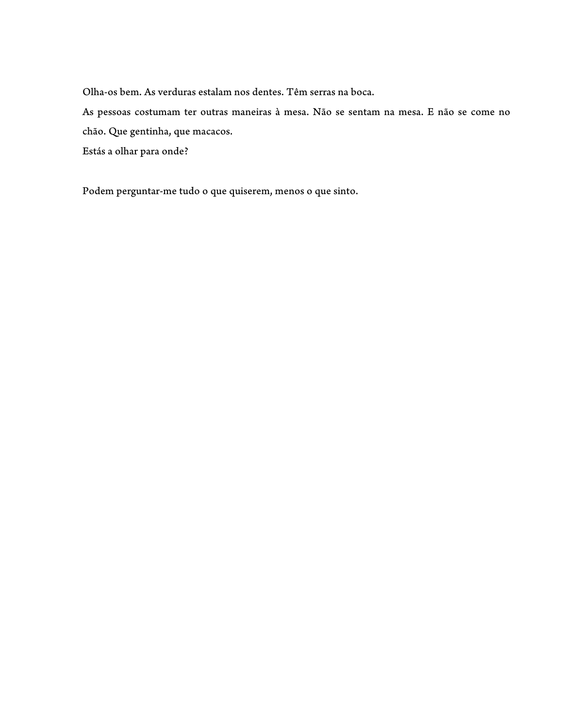Olha-os bem. As verduras estalam nos dentes. Têm serras na boca.

As pessoas costumam ter outras maneiras à mesa. Não se sentam na mesa. E não se come no chão. Que gentinha, que macacos.

Estás a olhar para onde?

Podem perguntar-me tudo o que quiserem, menos o que sinto.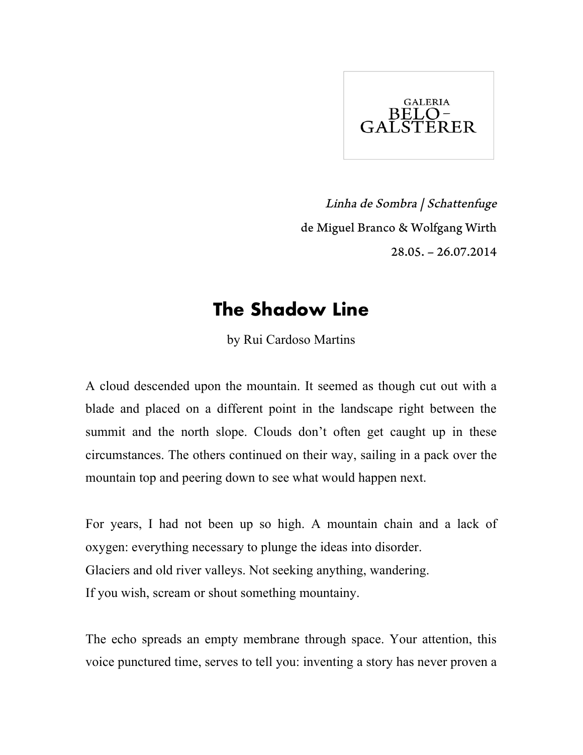GALERIA BELO-GALSTERER

*Linha de Sombra | Schattenfuge*

de Miguel Branco & Wolfgang Wirth

28.05. – 26.07.2014

# The Shadow Line

by Rui Cardoso Martins

A cloud descended upon the mountain. It seemed as though cut out with a blade and placed on a different point in the landscape right between the summit and the north slope. Clouds don't often get caught up in these circumstances. The others continued on their way, sailing in a pack over the mountain top and peering down to see what would happen next.

For years, I had not been up so high. A mountain chain and a lack of oxygen: everything necessary to plunge the ideas into disorder.
Glaciers and old river valleys. Not seeking anything, wandering.
If you wish, scream or shout something mountainy.

The echo spreads an empty membrane through space. Your attention, this voice punctured time, serves to tell you: inventing a story has never proven a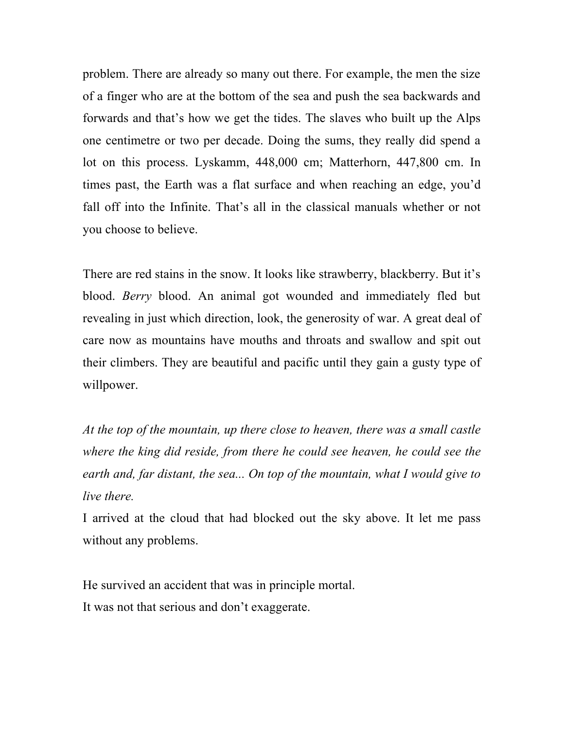problem. There are already so many out there. For example, the men the size of a finger who are at the bottom of the sea and push the sea backwards and forwards and that's how we get the tides. The slaves who built up the Alps one centimetre or two per decade. Doing the sums, they really did spend a lot on this process. Lyskamm, 448,000 cm; Matterhorn, 447,800 cm. In times past, the Earth was a flat surface and when reaching an edge, you'd fall off into the Infinite. That's all in the classical manuals whether or not you choose to believe.

There are red stains in the snow. It looks like strawberry, blackberry. But it's blood. *Berry* blood. An animal got wounded and immediately fled but revealing in just which direction, look, the generosity of war. A great deal of care now as mountains have mouths and throats and swallow and spit out their climbers. They are beautiful and pacific until they gain a gusty type of willpower.

*At the top of the mountain, up there close to heaven, there was a small castle where the king did reside, from there he could see heaven, he could see the earth and, far distant, the sea... On top of the mountain, what I would give to live there.*

I arrived at the cloud that had blocked out the sky above. It let me pass without any problems.

He survived an accident that was in principle mortal.

It was not that serious and don't exaggerate.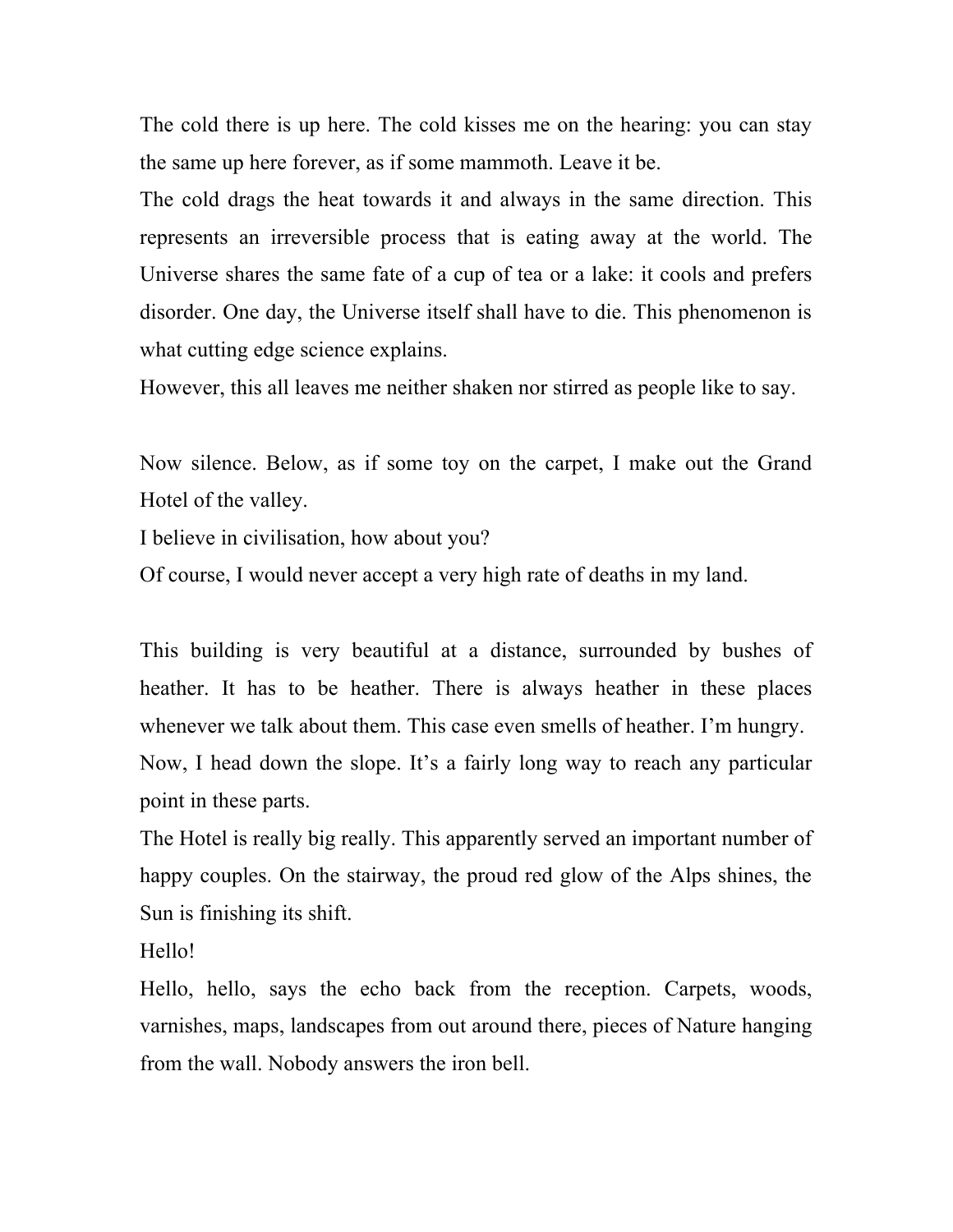The cold there is up here. The cold kisses me on the hearing: you can stay the same up here forever, as if some mammoth. Leave it be.

The cold drags the heat towards it and always in the same direction. This represents an irreversible process that is eating away at the world. The Universe shares the same fate of a cup of tea or a lake: it cools and prefers disorder. One day, the Universe itself shall have to die. This phenomenon is what cutting edge science explains.

However, this all leaves me neither shaken nor stirred as people like to say.

Now silence. Below, as if some toy on the carpet, I make out the Grand Hotel of the valley.

I believe in civilisation, how about you?

Of course, I would never accept a very high rate of deaths in my land.

This building is very beautiful at a distance, surrounded by bushes of heather. It has to be heather. There is always heather in these places whenever we talk about them. This case even smells of heather. I'm hungry.

Now, I head down the slope. It's a fairly long way to reach any particular point in these parts.

The Hotel is really big really. This apparently served an important number of happy couples. On the stairway, the proud red glow of the Alps shines, the Sun is finishing its shift.

Hello!

Hello, hello, says the echo back from the reception. Carpets, woods, varnishes, maps, landscapes from out around there, pieces of Nature hanging from the wall. Nobody answers the iron bell.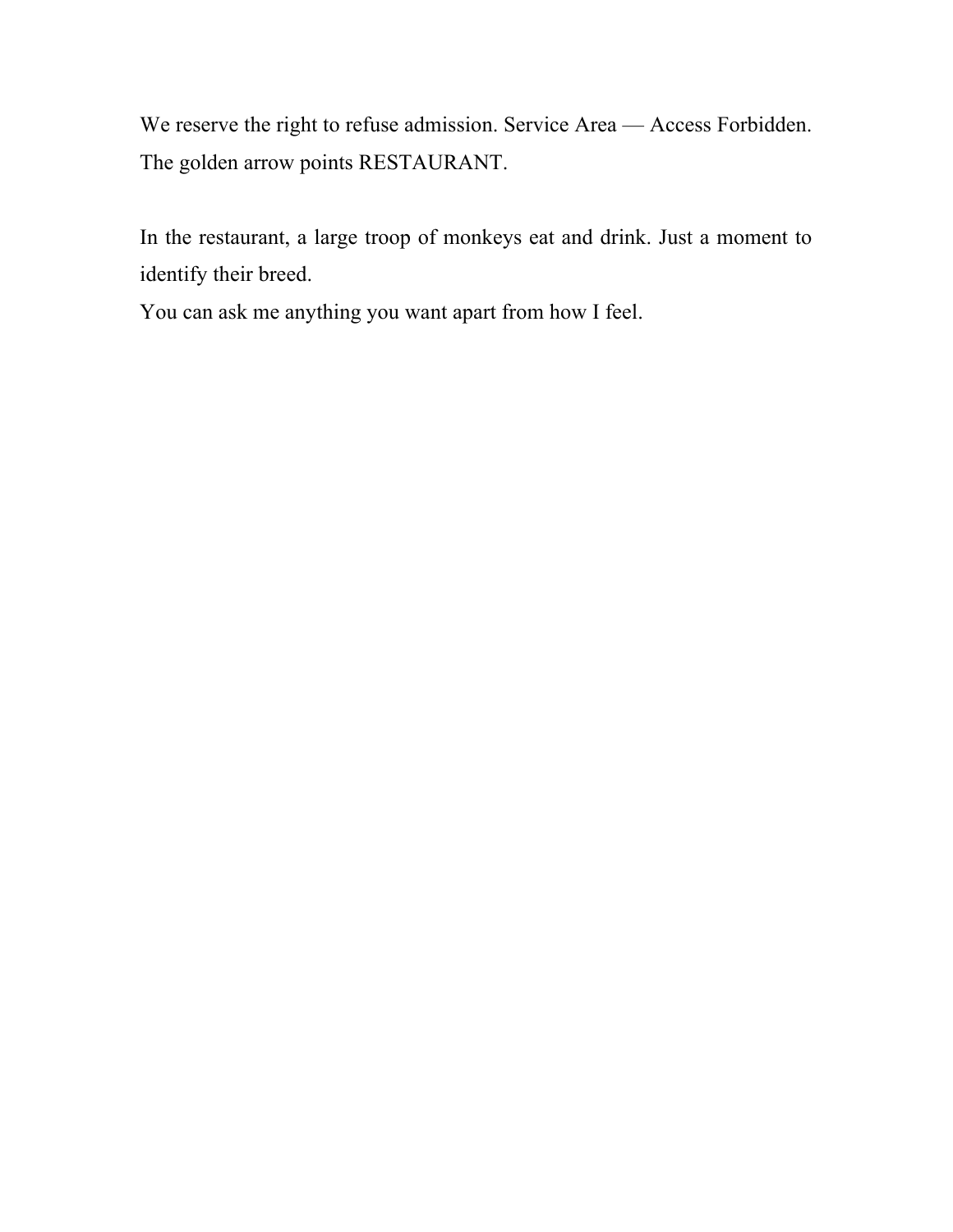We reserve the right to refuse admission. Service Area — Access Forbidden. The golden arrow points RESTAURANT.

In the restaurant, a large troop of monkeys eat and drink. Just a moment to identify their breed.

You can ask me anything you want apart from how I feel.